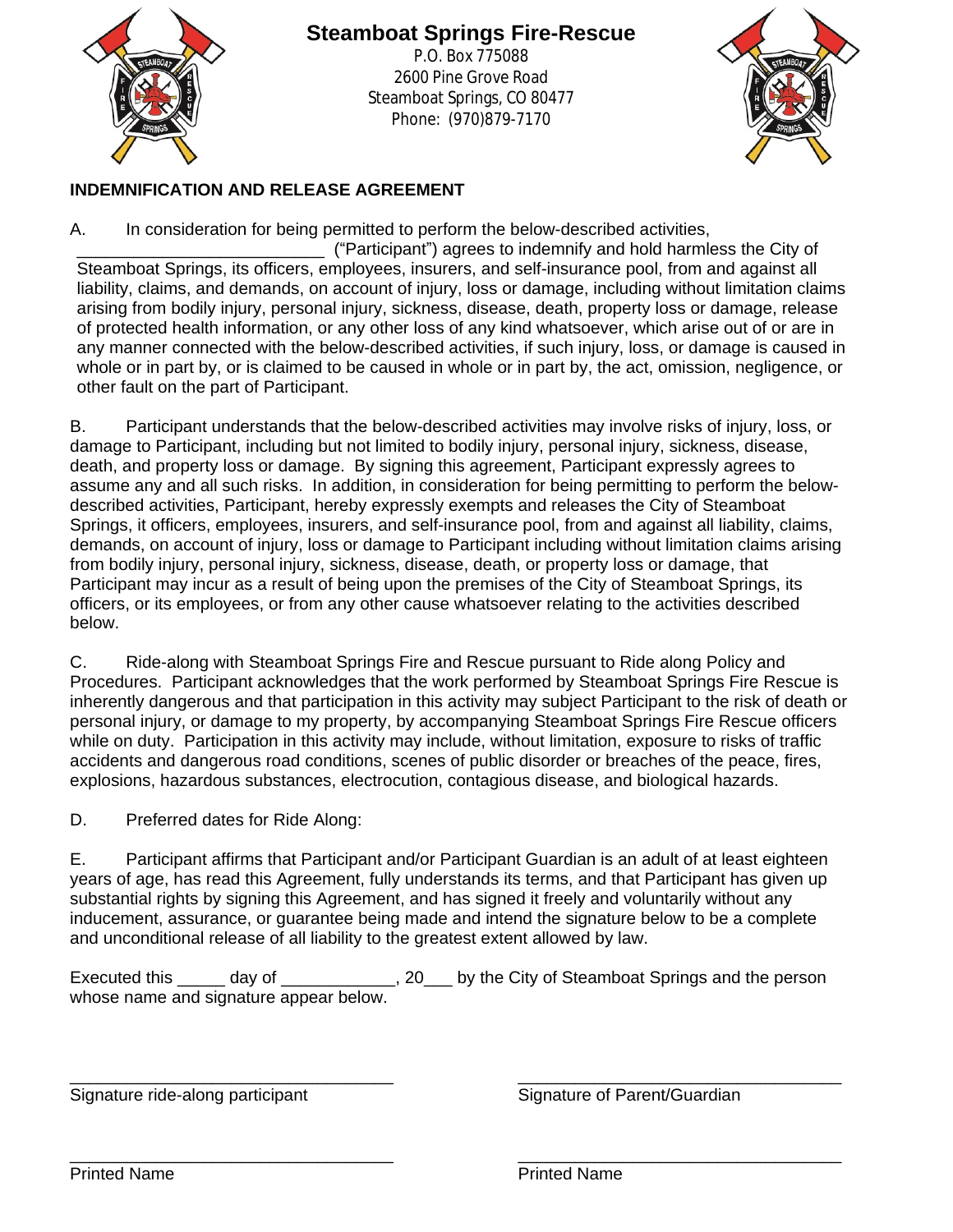# Steamboat Springs Fire-Rescue

P.O. Box 775088
2600 Pine Grove Road
Steamboat Springs, CO 80477
Phone: (970)879-7170

## INDEMNIFICATION AND RELEASE AGREEMENT

A. In consideration for being permitted to perform the below-described activities, __________________________ ("Participant") agrees to indemnify and hold harmless the City of Steamboat Springs, its officers, employees, insurers, and self-insurance pool, from and against all liability, claims, and demands, on account of injury, loss or damage, including without limitation claims arising from bodily injury, personal injury, sickness, disease, death, property loss or damage, release of protected health information, or any other loss of any kind whatsoever, which arise out of or are in any manner connected with the below-described activities, if such injury, loss, or damage is caused in whole or in part by, or is claimed to be caused in whole or in part by, the act, omission, negligence, or other fault on the part of Participant.

B. Participant understands that the below-described activities may involve risks of injury, loss, or damage to Participant, including but not limited to bodily injury, personal injury, sickness, disease, death, and property loss or damage. By signing this agreement, Participant expressly agrees to assume any and all such risks. In addition, in consideration for being permitting to perform the below-described activities, Participant, hereby expressly exempts and releases the City of Steamboat Springs, it officers, employees, insurers, and self-insurance pool, from and against all liability, claims, demands, on account of injury, loss or damage to Participant including without limitation claims arising from bodily injury, personal injury, sickness, disease, death, or property loss or damage, that Participant may incur as a result of being upon the premises of the City of Steamboat Springs, its officers, or its employees, or from any other cause whatsoever relating to the activities described below.

C. Ride-along with Steamboat Springs Fire and Rescue pursuant to Ride along Policy and Procedures. Participant acknowledges that the work performed by Steamboat Springs Fire Rescue is inherently dangerous and that participation in this activity may subject Participant to the risk of death or personal injury, or damage to my property, by accompanying Steamboat Springs Fire Rescue officers while on duty. Participation in this activity may include, without limitation, exposure to risks of traffic accidents and dangerous road conditions, scenes of public disorder or breaches of the peace, fires, explosions, hazardous substances, electrocution, contagious disease, and biological hazards.

D. Preferred dates for Ride Along:

E. Participant affirms that Participant and/or Participant Guardian is an adult of at least eighteen years of age, has read this Agreement, fully understands its terms, and that Participant has given up substantial rights by signing this Agreement, and has signed it freely and voluntarily without any inducement, assurance, or guarantee being made and intend the signature below to be a complete and unconditional release of all liability to the greatest extent allowed by law.

Executed this _____ day of ____________, 20___ by the City of Steamboat Springs and the person whose name and signature appear below.

___________________________________ ___________________________________
Signature ride-along participant Signature of Parent/Guardian

___________________________________ ___________________________________
Printed Name Printed Name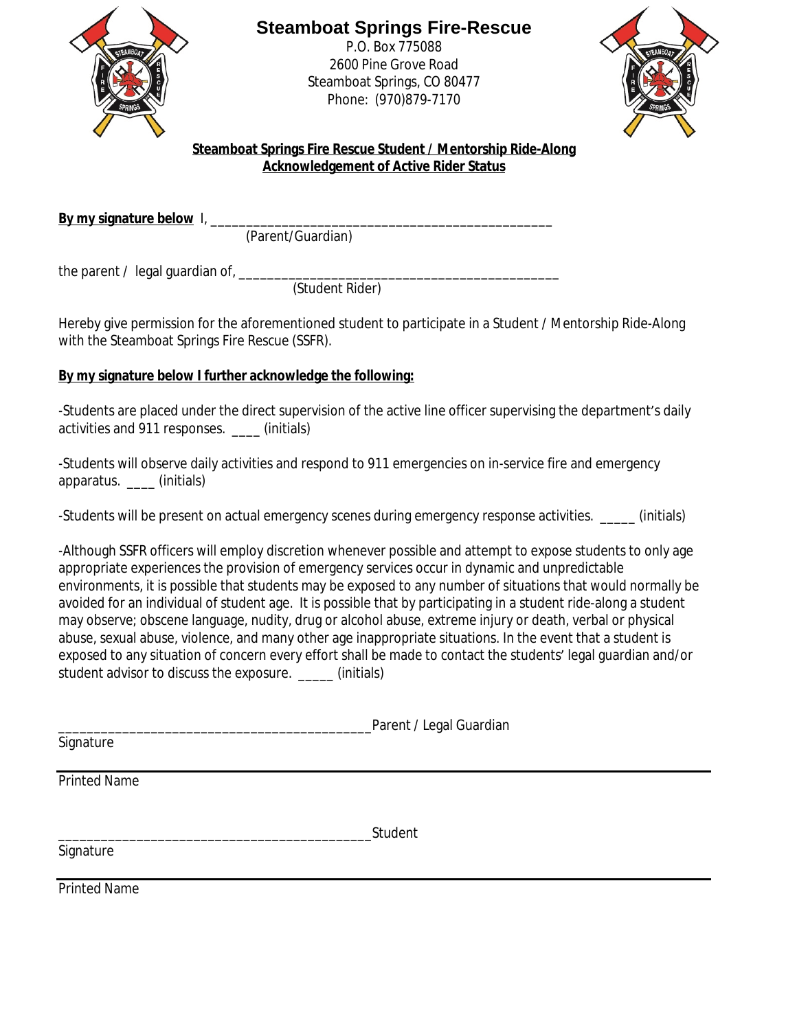# Steamboat Springs Fire-Rescue

P.O. Box 775088
2600 Pine Grove Road
Steamboat Springs, CO 80477
Phone: (970)879-7170

**Steamboat Springs Fire Rescue Student / Mentorship Ride-Along**
**Acknowledgement of Active Rider Status**

**By my signature below** I, ________________________________________________
(Parent/Guardian)

the parent / legal guardian of, ____________________________________________
(Student Rider)

Hereby give permission for the aforementioned student to participate in a Student / Mentorship Ride-Along with the Steamboat Springs Fire Rescue (SSFR).

**By my signature below I further acknowledge the following:**

-Students are placed under the direct supervision of the active line officer supervising the department's daily activities and 911 responses. ____ (initials)

-Students will observe daily activities and respond to 911 emergencies on in-service fire and emergency apparatus. ____ (initials)

-Students will be present on actual emergency scenes during emergency response activities. _____ (initials)

-Although SSFR officers will employ discretion whenever possible and attempt to expose students to only age appropriate experiences the provision of emergency services occur in dynamic and unpredictable environments, it is possible that students may be exposed to any number of situations that would normally be avoided for an individual of student age. It is possible that by participating in a student ride-along a student may observe; obscene language, nudity, drug or alcohol abuse, extreme injury or death, verbal or physical abuse, sexual abuse, violence, and many other age inappropriate situations. In the event that a student is exposed to any situation of concern every effort shall be made to contact the students' legal guardian and/or student advisor to discuss the exposure. _____ (initials)

__________________________________________ Parent / Legal Guardian
Signature

Printed Name

__________________________________________ Student
Signature

Printed Name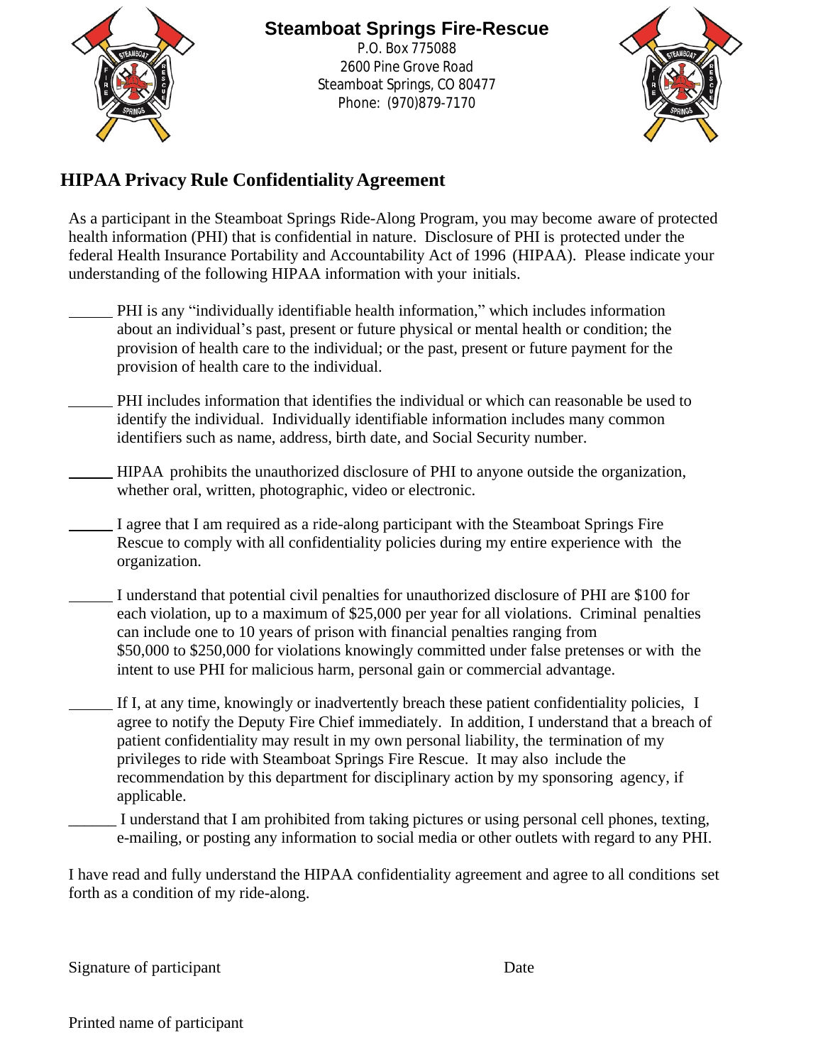**Steamboat Springs Fire-Rescue**

P.O. Box 775088
2600 Pine Grove Road
Steamboat Springs, CO 80477
Phone: (970)879-7170

## HIPAA Privacy Rule Confidentiality Agreement

As a participant in the Steamboat Springs Ride-Along Program, you may become aware of protected health information (PHI) that is confidential in nature. Disclosure of PHI is protected under the federal Health Insurance Portability and Accountability Act of 1996 (HIPAA). Please indicate your understanding of the following HIPAA information with your initials.

______ PHI is any "individually identifiable health information," which includes information about an individual's past, present or future physical or mental health or condition; the provision of health care to the individual; or the past, present or future payment for the provision of health care to the individual.

______ PHI includes information that identifies the individual or which can reasonable be used to identify the individual. Individually identifiable information includes many common identifiers such as name, address, birth date, and Social Security number.

______ HIPAA prohibits the unauthorized disclosure of PHI to anyone outside the organization, whether oral, written, photographic, video or electronic.

______ I agree that I am required as a ride-along participant with the Steamboat Springs Fire Rescue to comply with all confidentiality policies during my entire experience with the organization.

______ I understand that potential civil penalties for unauthorized disclosure of PHI are $100 for each violation, up to a maximum of $25,000 per year for all violations. Criminal penalties can include one to 10 years of prison with financial penalties ranging from $50,000 to $250,000 for violations knowingly committed under false pretenses or with the intent to use PHI for malicious harm, personal gain or commercial advantage.

______ If I, at any time, knowingly or inadvertently breach these patient confidentiality policies, I agree to notify the Deputy Fire Chief immediately. In addition, I understand that a breach of patient confidentiality may result in my own personal liability, the termination of my privileges to ride with Steamboat Springs Fire Rescue. It may also include the recommendation by this department for disciplinary action by my sponsoring agency, if applicable.

______ I understand that I am prohibited from taking pictures or using personal cell phones, texting, e-mailing, or posting any information to social media or other outlets with regard to any PHI.

I have read and fully understand the HIPAA confidentiality agreement and agree to all conditions set forth as a condition of my ride-along.

Signature of participant                                        Date

Printed name of participant